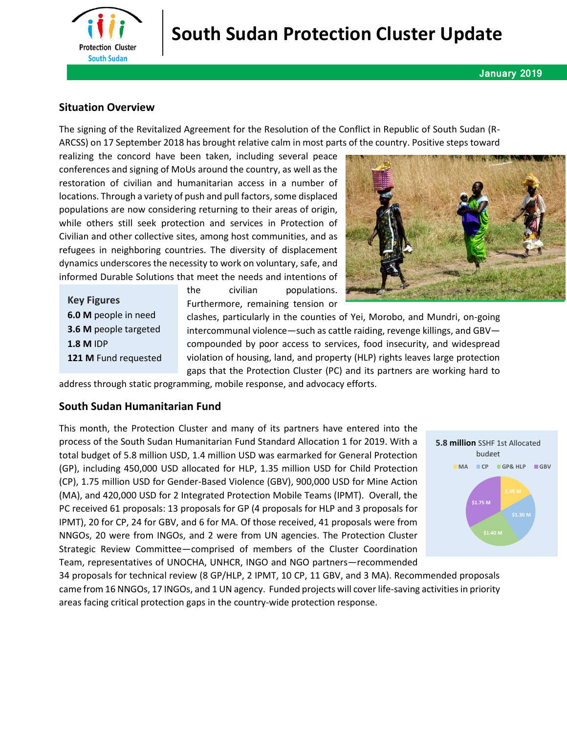# South Sudan Protection Cluster Update

**January 2019**

## Situation Overview

The signing of the Revitalized Agreement for the Resolution of the Conflict in Republic of South Sudan (R-ARCSS) on 17 September 2018 has brought relative calm in most parts of the country. Positive steps toward realizing the concord have been taken, including several peace conferences and signing of MoUs around the country, as well as the restoration of civilian and humanitarian access in a number of locations. Through a variety of push and pull factors, some displaced populations are now considering returning to their areas of origin, while others still seek protection and services in Protection of Civilian and other collective sites, among host communities, and as refugees in neighboring countries. The diversity of displacement dynamics underscores the necessity to work on voluntary, safe, and informed Durable Solutions that meet the needs and intentions of the civilian populations. Furthermore, remaining tension or clashes, particularly in the counties of Yei, Morobo, and Mundri, on-going intercommunal violence—such as cattle raiding, revenge killings, and GBV—compounded by poor access to services, food insecurity, and widespread violation of housing, land, and property (HLP) rights leaves large protection gaps that the Protection Cluster (PC) and its partners are working hard to address through static programming, mobile response, and advocacy efforts.

**Key Figures**

**6.0 M** people in need

**3.6 M** people targeted

**1.8 M** IDP

**121 M** Fund requested

## South Sudan Humanitarian Fund

This month, the Protection Cluster and many of its partners have entered into the process of the South Sudan Humanitarian Fund Standard Allocation 1 for 2019. With a total budget of 5.8 million USD, 1.4 million USD was earmarked for General Protection (GP), including 450,000 USD allocated for HLP, 1.35 million USD for Child Protection (CP), 1.75 million USD for Gender-Based Violence (GBV), 900,000 USD for Mine Action (MA), and 420,000 USD for 2 Integrated Protection Mobile Teams (IPMT). Overall, the PC received 61 proposals: 13 proposals for GP (4 proposals for HLP and 3 proposals for IPMT), 20 for CP, 24 for GBV, and 6 for MA. Of those received, 41 proposals were from NNGOs, 20 were from INGOs, and 2 were from UN agencies. The Protection Cluster Strategic Review Committee—comprised of members of the Cluster Coordination Team, representatives of UNOCHA, UNHCR, INGO and NGO partners—recommended 34 proposals for technical review (8 GP/HLP, 2 IPMT, 10 CP, 11 GBV, and 3 MA). Recommended proposals came from 16 NNGOs, 17 INGOs, and 1 UN agency. Funded projects will cover life-saving activities in priority areas facing critical protection gaps in the country-wide protection response.

**5.8 million** SSHF 1st Allocated budget

| MA | CP | GP& HLP | GBV |
|---|---|---|---|
| $.90 M | $1.30 M | $1.40 M | $1.75 M |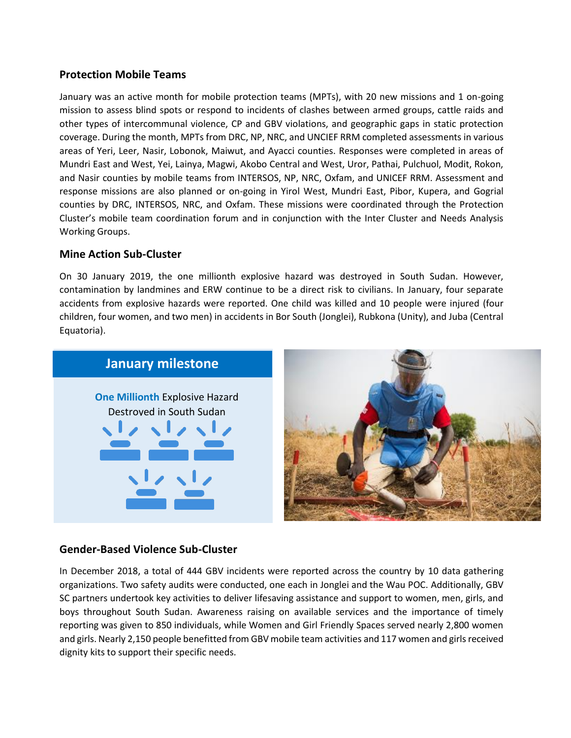## Protection Mobile Teams

January was an active month for mobile protection teams (MPTs), with 20 new missions and 1 on-going mission to assess blind spots or respond to incidents of clashes between armed groups, cattle raids and other types of intercommunal violence, CP and GBV violations, and geographic gaps in static protection coverage. During the month, MPTs from DRC, NP, NRC, and UNCIEF RRM completed assessments in various areas of Yeri, Leer, Nasir, Lobonok, Maiwut, and Ayacci counties. Responses were completed in areas of Mundri East and West, Yei, Lainya, Magwi, Akobo Central and West, Uror, Pathai, Pulchuol, Modit, Rokon, and Nasir counties by mobile teams from INTERSOS, NP, NRC, Oxfam, and UNICEF RRM. Assessment and response missions are also planned or on-going in Yirol West, Mundri East, Pibor, Kupera, and Gogrial counties by DRC, INTERSOS, NRC, and Oxfam. These missions were coordinated through the Protection Cluster's mobile team coordination forum and in conjunction with the Inter Cluster and Needs Analysis Working Groups.

## Mine Action Sub-Cluster

On 30 January 2019, the one millionth explosive hazard was destroyed in South Sudan. However, contamination by landmines and ERW continue to be a direct risk to civilians. In January, four separate accidents from explosive hazards were reported. One child was killed and 10 people were injured (four children, four women, and two men) in accidents in Bor South (Jonglei), Rubkona (Unity), and Juba (Central Equatoria).

**January milestone**

**One Millionth** Explosive Hazard Destroyed in South Sudan

## Gender-Based Violence Sub-Cluster

In December 2018, a total of 444 GBV incidents were reported across the country by 10 data gathering organizations. Two safety audits were conducted, one each in Jonglei and the Wau POC. Additionally, GBV SC partners undertook key activities to deliver lifesaving assistance and support to women, men, girls, and boys throughout South Sudan. Awareness raising on available services and the importance of timely reporting was given to 850 individuals, while Women and Girl Friendly Spaces served nearly 2,800 women and girls. Nearly 2,150 people benefitted from GBV mobile team activities and 117 women and girls received dignity kits to support their specific needs.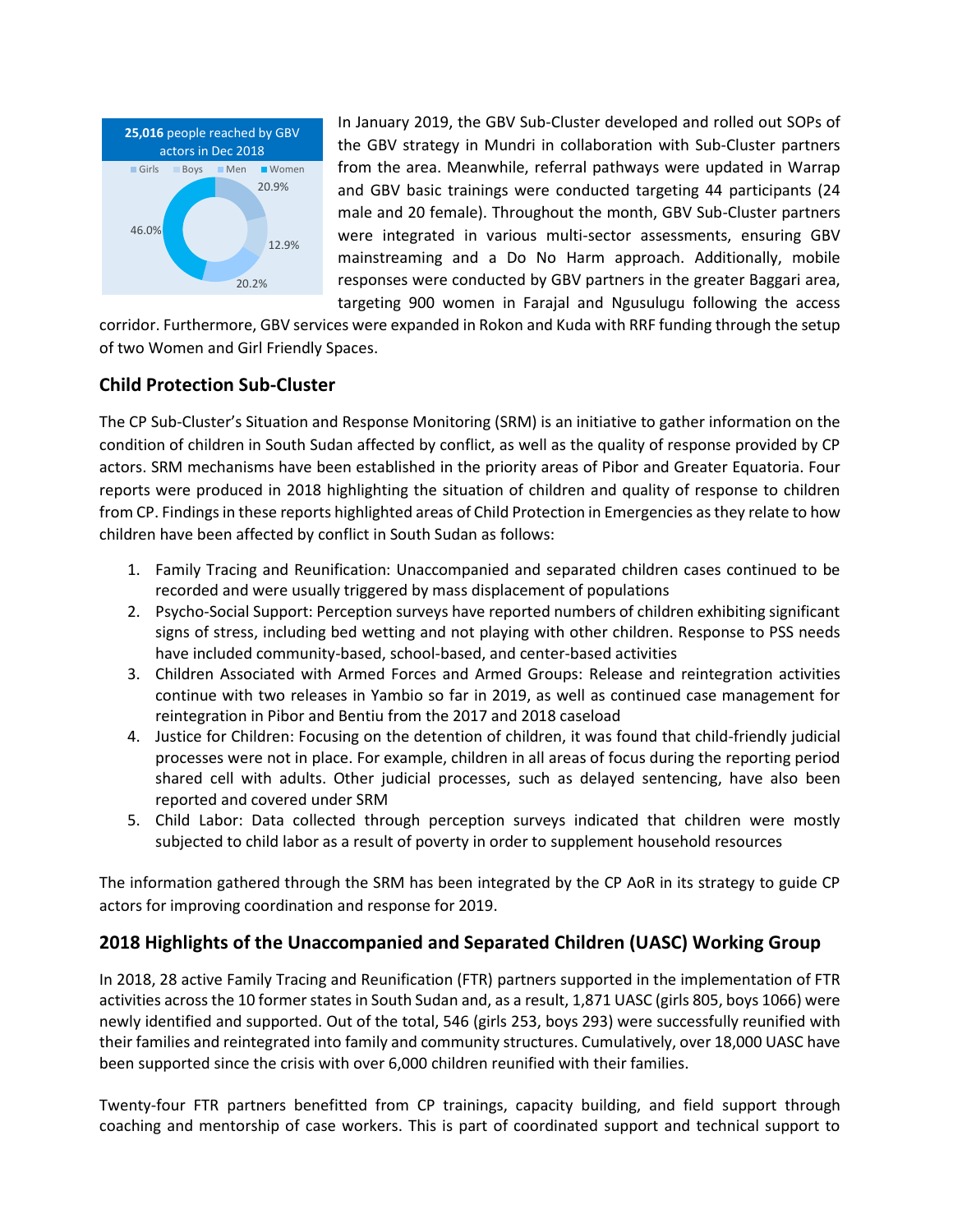**25,016** people reached by GBV actors in Dec 2018

Girls, Boys, Men, Women

20.9%, 12.9%, 20.2%, 46.0%

In January 2019, the GBV Sub-Cluster developed and rolled out SOPs of the GBV strategy in Mundri in collaboration with Sub-Cluster partners from the area. Meanwhile, referral pathways were updated in Warrap and GBV basic trainings were conducted targeting 44 participants (24 male and 20 female). Throughout the month, GBV Sub-Cluster partners were integrated in various multi-sector assessments, ensuring GBV mainstreaming and a Do No Harm approach. Additionally, mobile responses were conducted by GBV partners in the greater Baggari area, targeting 900 women in Farajal and Ngusulugu following the access corridor. Furthermore, GBV services were expanded in Rokon and Kuda with RRF funding through the setup of two Women and Girl Friendly Spaces.

## Child Protection Sub-Cluster

The CP Sub-Cluster's Situation and Response Monitoring (SRM) is an initiative to gather information on the condition of children in South Sudan affected by conflict, as well as the quality of response provided by CP actors. SRM mechanisms have been established in the priority areas of Pibor and Greater Equatoria. Four reports were produced in 2018 highlighting the situation of children and quality of response to children from CP. Findings in these reports highlighted areas of Child Protection in Emergencies as they relate to how children have been affected by conflict in South Sudan as follows:

1. Family Tracing and Reunification: Unaccompanied and separated children cases continued to be recorded and were usually triggered by mass displacement of populations
2. Psycho-Social Support: Perception surveys have reported numbers of children exhibiting significant signs of stress, including bed wetting and not playing with other children. Response to PSS needs have included community-based, school-based, and center-based activities
3. Children Associated with Armed Forces and Armed Groups: Release and reintegration activities continue with two releases in Yambio so far in 2019, as well as continued case management for reintegration in Pibor and Bentiu from the 2017 and 2018 caseload
4. Justice for Children: Focusing on the detention of children, it was found that child-friendly judicial processes were not in place. For example, children in all areas of focus during the reporting period shared cell with adults. Other judicial processes, such as delayed sentencing, have also been reported and covered under SRM
5. Child Labor: Data collected through perception surveys indicated that children were mostly subjected to child labor as a result of poverty in order to supplement household resources

The information gathered through the SRM has been integrated by the CP AoR in its strategy to guide CP actors for improving coordination and response for 2019.

## 2018 Highlights of the Unaccompanied and Separated Children (UASC) Working Group

In 2018, 28 active Family Tracing and Reunification (FTR) partners supported in the implementation of FTR activities across the 10 former states in South Sudan and, as a result, 1,871 UASC (girls 805, boys 1066) were newly identified and supported. Out of the total, 546 (girls 253, boys 293) were successfully reunified with their families and reintegrated into family and community structures. Cumulatively, over 18,000 UASC have been supported since the crisis with over 6,000 children reunified with their families.

Twenty-four FTR partners benefitted from CP trainings, capacity building, and field support through coaching and mentorship of case workers. This is part of coordinated support and technical support to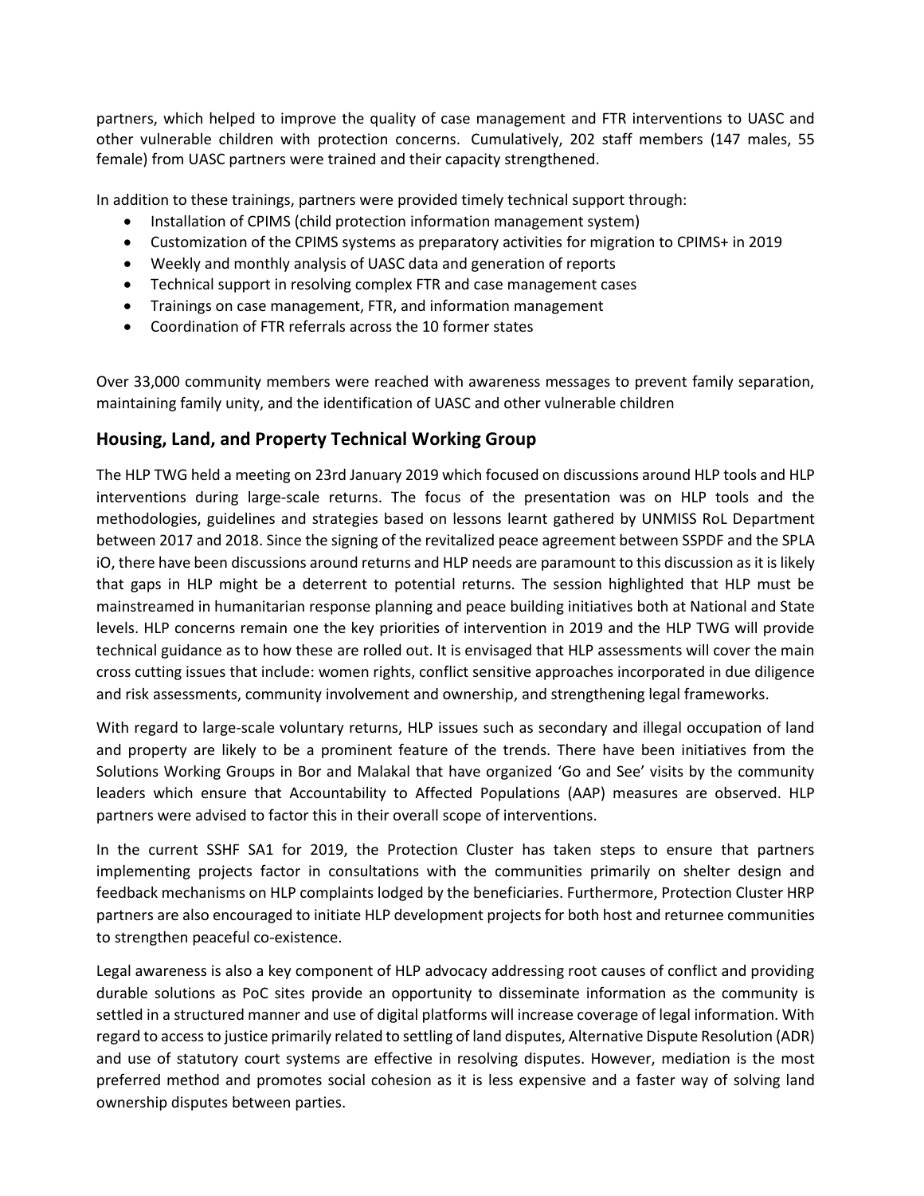partners, which helped to improve the quality of case management and FTR interventions to UASC and other vulnerable children with protection concerns. Cumulatively, 202 staff members (147 males, 55 female) from UASC partners were trained and their capacity strengthened.

In addition to these trainings, partners were provided timely technical support through:

- Installation of CPIMS (child protection information management system)
- Customization of the CPIMS systems as preparatory activities for migration to CPIMS+ in 2019
- Weekly and monthly analysis of UASC data and generation of reports
- Technical support in resolving complex FTR and case management cases
- Trainings on case management, FTR, and information management
- Coordination of FTR referrals across the 10 former states

Over 33,000 community members were reached with awareness messages to prevent family separation, maintaining family unity, and the identification of UASC and other vulnerable children

## Housing, Land, and Property Technical Working Group

The HLP TWG held a meeting on 23rd January 2019 which focused on discussions around HLP tools and HLP interventions during large-scale returns. The focus of the presentation was on HLP tools and the methodologies, guidelines and strategies based on lessons learnt gathered by UNMISS RoL Department between 2017 and 2018. Since the signing of the revitalized peace agreement between SSPDF and the SPLA iO, there have been discussions around returns and HLP needs are paramount to this discussion as it is likely that gaps in HLP might be a deterrent to potential returns. The session highlighted that HLP must be mainstreamed in humanitarian response planning and peace building initiatives both at National and State levels. HLP concerns remain one the key priorities of intervention in 2019 and the HLP TWG will provide technical guidance as to how these are rolled out. It is envisaged that HLP assessments will cover the main cross cutting issues that include: women rights, conflict sensitive approaches incorporated in due diligence and risk assessments, community involvement and ownership, and strengthening legal frameworks.

With regard to large-scale voluntary returns, HLP issues such as secondary and illegal occupation of land and property are likely to be a prominent feature of the trends. There have been initiatives from the Solutions Working Groups in Bor and Malakal that have organized 'Go and See' visits by the community leaders which ensure that Accountability to Affected Populations (AAP) measures are observed. HLP partners were advised to factor this in their overall scope of interventions.

In the current SSHF SA1 for 2019, the Protection Cluster has taken steps to ensure that partners implementing projects factor in consultations with the communities primarily on shelter design and feedback mechanisms on HLP complaints lodged by the beneficiaries. Furthermore, Protection Cluster HRP partners are also encouraged to initiate HLP development projects for both host and returnee communities to strengthen peaceful co-existence.

Legal awareness is also a key component of HLP advocacy addressing root causes of conflict and providing durable solutions as PoC sites provide an opportunity to disseminate information as the community is settled in a structured manner and use of digital platforms will increase coverage of legal information. With regard to access to justice primarily related to settling of land disputes, Alternative Dispute Resolution (ADR) and use of statutory court systems are effective in resolving disputes. However, mediation is the most preferred method and promotes social cohesion as it is less expensive and a faster way of solving land ownership disputes between parties.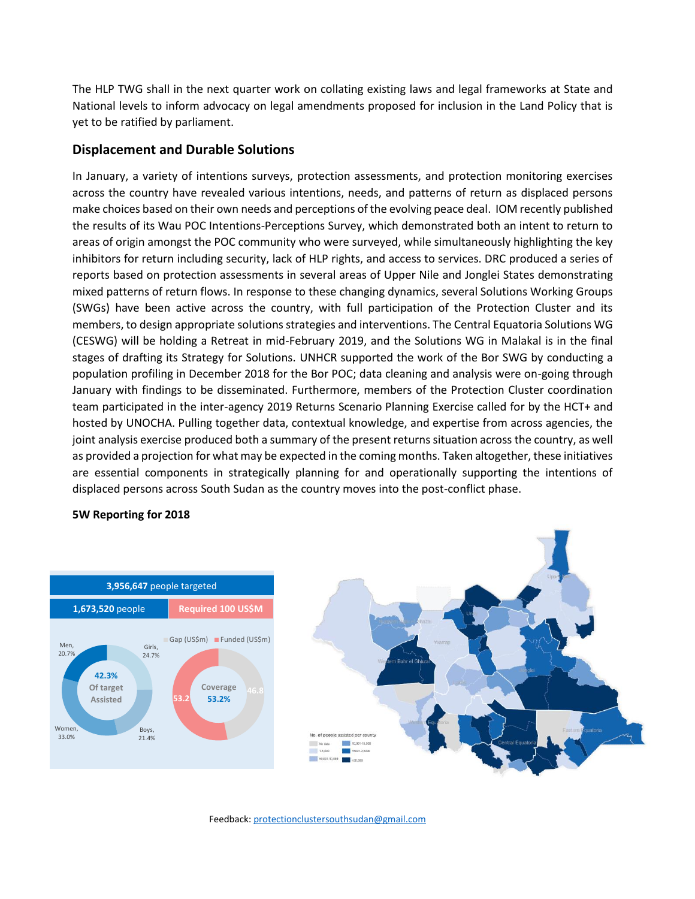The HLP TWG shall in the next quarter work on collating existing laws and legal frameworks at State and National levels to inform advocacy on legal amendments proposed for inclusion in the Land Policy that is yet to be ratified by parliament.

## Displacement and Durable Solutions

In January, a variety of intentions surveys, protection assessments, and protection monitoring exercises across the country have revealed various intentions, needs, and patterns of return as displaced persons make choices based on their own needs and perceptions of the evolving peace deal. IOM recently published the results of its Wau POC Intentions-Perceptions Survey, which demonstrated both an intent to return to areas of origin amongst the POC community who were surveyed, while simultaneously highlighting the key inhibitors for return including security, lack of HLP rights, and access to services. DRC produced a series of reports based on protection assessments in several areas of Upper Nile and Jonglei States demonstrating mixed patterns of return flows. In response to these changing dynamics, several Solutions Working Groups (SWGs) have been active across the country, with full participation of the Protection Cluster and its members, to design appropriate solutions strategies and interventions. The Central Equatoria Solutions WG (CESWG) will be holding a Retreat in mid-February 2019, and the Solutions WG in Malakal is in the final stages of drafting its Strategy for Solutions. UNHCR supported the work of the Bor SWG by conducting a population profiling in December 2018 for the Bor POC; data cleaning and analysis were on-going through January with findings to be disseminated. Furthermore, members of the Protection Cluster coordination team participated in the inter-agency 2019 Returns Scenario Planning Exercise called for by the HCT+ and hosted by UNOCHA. Pulling together data, contextual knowledge, and expertise from across agencies, the joint analysis exercise produced both a summary of the present returns situation across the country, as well as provided a projection for what may be expected in the coming months. Taken altogether, these initiatives are essential components in strategically planning for and operationally supporting the intentions of displaced persons across South Sudan as the country moves into the post-conflict phase.

**5W Reporting for 2018**

**3,956,647** people targeted

**1,673,520** people

Required 100 US$M

Men, 20.7%
Girls, 24.7%
Women, 33.0%
Boys, 21.4%
42.3% Of target Assisted

Gap (US$m)
Funded (US$m)
Coverage 53.2%
53.2
46.8

No. of people assisted per county

Feedback: protectionclustersouthsudan@gmail.com